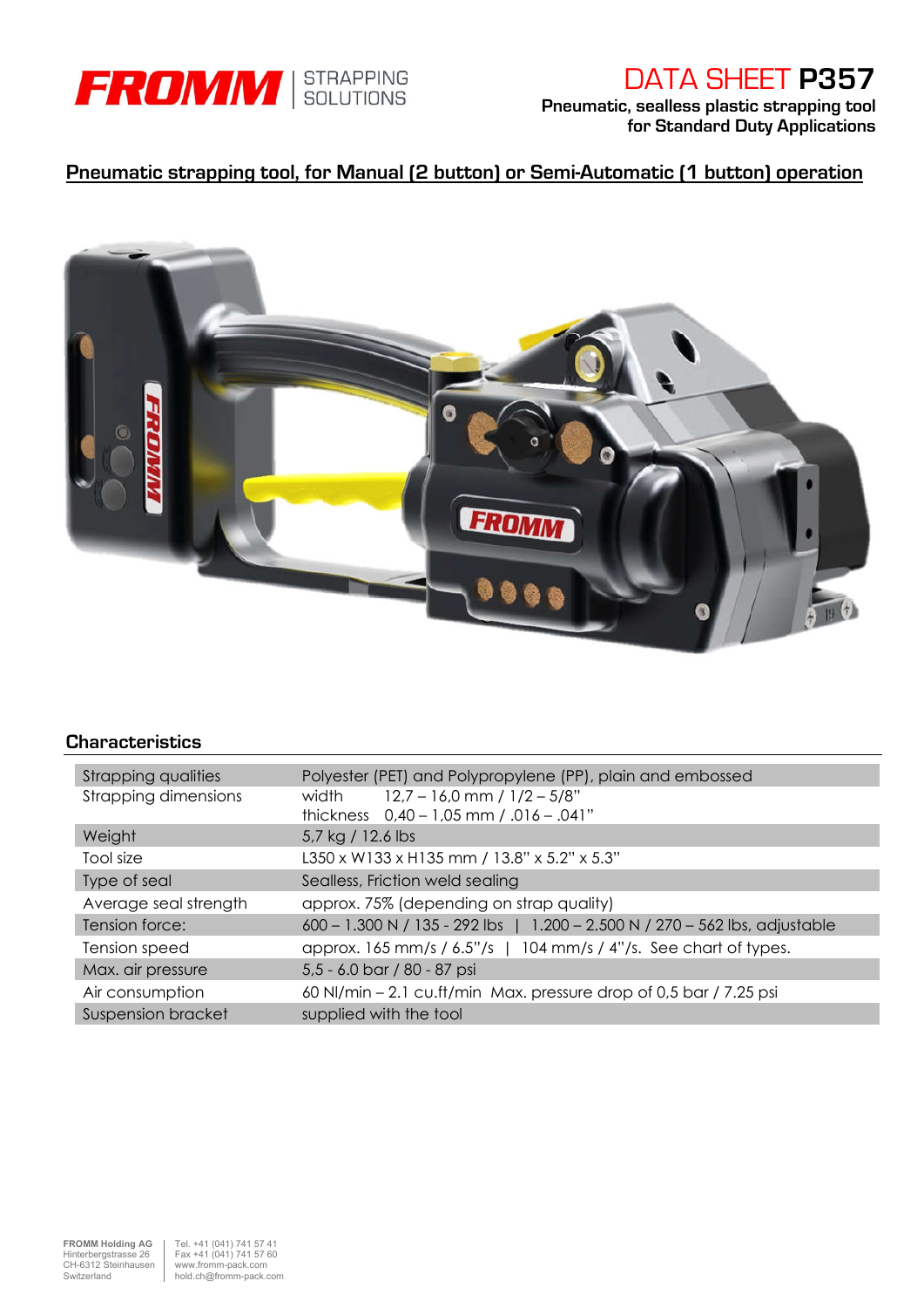**FROMM** STRAPPING SOLUTIONS

# DATA SHEET **P357**

**Pneumatic, sealless plastic strapping tool for Standard Duty Applications**

## Pneumatic strapping tool, for Manual (2 button) or Semi-Automatic (1 button) operation

### Characteristics

| | |
|---|---|
| Strapping qualities | Polyester (PET) and Polypropylene (PP), plain and embossed |
| Strapping dimensions | width 12,7 – 16,0 mm / 1/2 – 5/8"<br>thickness 0,40 – 1,05 mm / .016 – .041" |
| Weight | 5,7 kg / 12.6 lbs |
| Tool size | L350 x W133 x H135 mm / 13.8" x 5.2" x 5.3" |
| Type of seal | Sealless, Friction weld sealing |
| Average seal strength | approx. 75% (depending on strap quality) |
| Tension force: | 600 – 1.300 N / 135 - 292 lbs \| 1.200 – 2.500 N / 270 – 562 lbs, adjustable |
| Tension speed | approx. 165 mm/s / 6.5"/s \| 104 mm/s / 4"/s. See chart of types. |
| Max. air pressure | 5,5 - 6.0 bar / 80 - 87 psi |
| Air consumption | 60 Nl/min – 2.1 cu.ft/min Max. pressure drop of 0,5 bar / 7.25 psi |
| Suspension bracket | supplied with the tool |

FROMM Holding AG
Hinterbergstrasse 26
CH-6312 Steinhausen
Switzerland

Tel. +41 (041) 741 57 41
Fax +41 (041) 741 57 60
www.fromm-pack.com
hold.ch@fromm-pack.com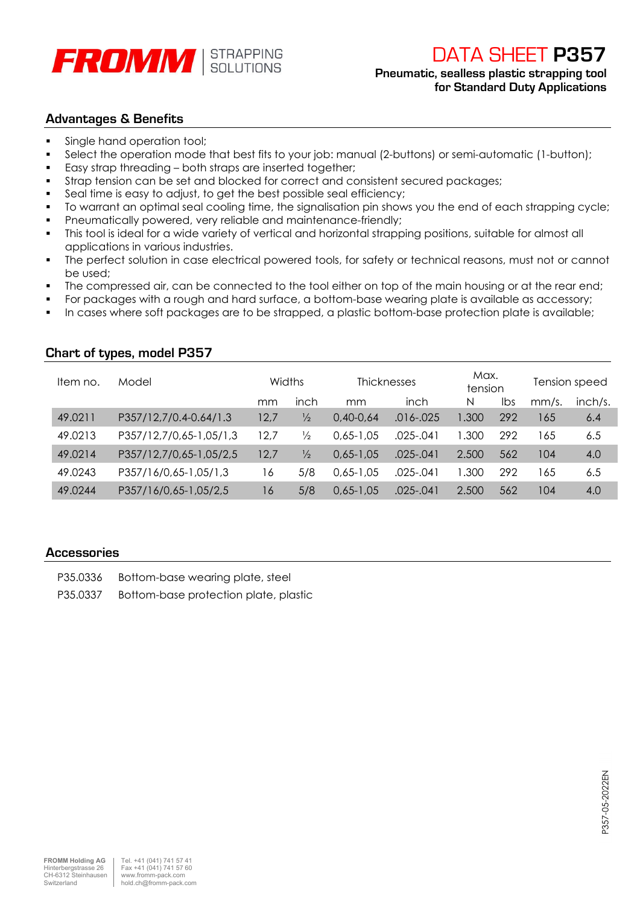FROMM | STRAPPING SOLUTIONS

# DATA SHEET P357

**Pneumatic, sealless plastic strapping tool for Standard Duty Applications**

## Advantages & Benefits

- Single hand operation tool;
- Select the operation mode that best fits to your job: manual (2-buttons) or semi-automatic (1-button);
- Easy strap threading – both straps are inserted together;
- Strap tension can be set and blocked for correct and consistent secured packages;
- Seal time is easy to adjust, to get the best possible seal efficiency;
- To warrant an optimal seal cooling time, the signalisation pin shows you the end of each strapping cycle;
- Pneumatically powered, very reliable and maintenance-friendly;
- This tool is ideal for a wide variety of vertical and horizontal strapping positions, suitable for almost all applications in various industries.
- The perfect solution in case electrical powered tools, for safety or technical reasons, must not or cannot be used;
- The compressed air, can be connected to the tool either on top of the main housing or at the rear end;
- For packages with a rough and hard surface, a bottom-base wearing plate is available as accessory;
- In cases where soft packages are to be strapped, a plastic bottom-base protection plate is available;

## Chart of types, model P357

| Item no. | Model | Widths | | Thicknesses | | Max. tension | | Tension speed | |
|---|---|---|---|---|---|---|---|---|---|
| | | mm | inch | mm | inch | N | lbs | mm/s. | inch/s. |
| 49.0211 | P357/12,7/0.4-0.64/1.3 | 12,7 | ½ | 0,40-0,64 | .016-.025 | 1.300 | 292 | 165 | 6.4 |
| 49.0213 | P357/12,7/0,65-1,05/1,3 | 12,7 | ½ | 0,65-1,05 | .025-.041 | 1.300 | 292 | 165 | 6.5 |
| 49.0214 | P357/12,7/0,65-1,05/2,5 | 12,7 | ½ | 0,65-1,05 | .025-.041 | 2.500 | 562 | 104 | 4.0 |
| 49.0243 | P357/16/0,65-1,05/1,3 | 16 | 5/8 | 0,65-1,05 | .025-.041 | 1.300 | 292 | 165 | 6.5 |
| 49.0244 | P357/16/0,65-1,05/2,5 | 16 | 5/8 | 0,65-1,05 | .025-.041 | 2.500 | 562 | 104 | 4.0 |

## Accessories

| | |
|---|---|
| P35.0336 | Bottom-base wearing plate, steel |
| P35.0337 | Bottom-base protection plate, plastic |

P357-05-2022EN

**FROMM Holding AG**
Hinterbergstrasse 26
CH-6312 Steinhausen
Switzerland

Tel. +41 (041) 741 57 41
Fax +41 (041) 741 57 60
www.fromm-pack.com
hold.ch@fromm-pack.com